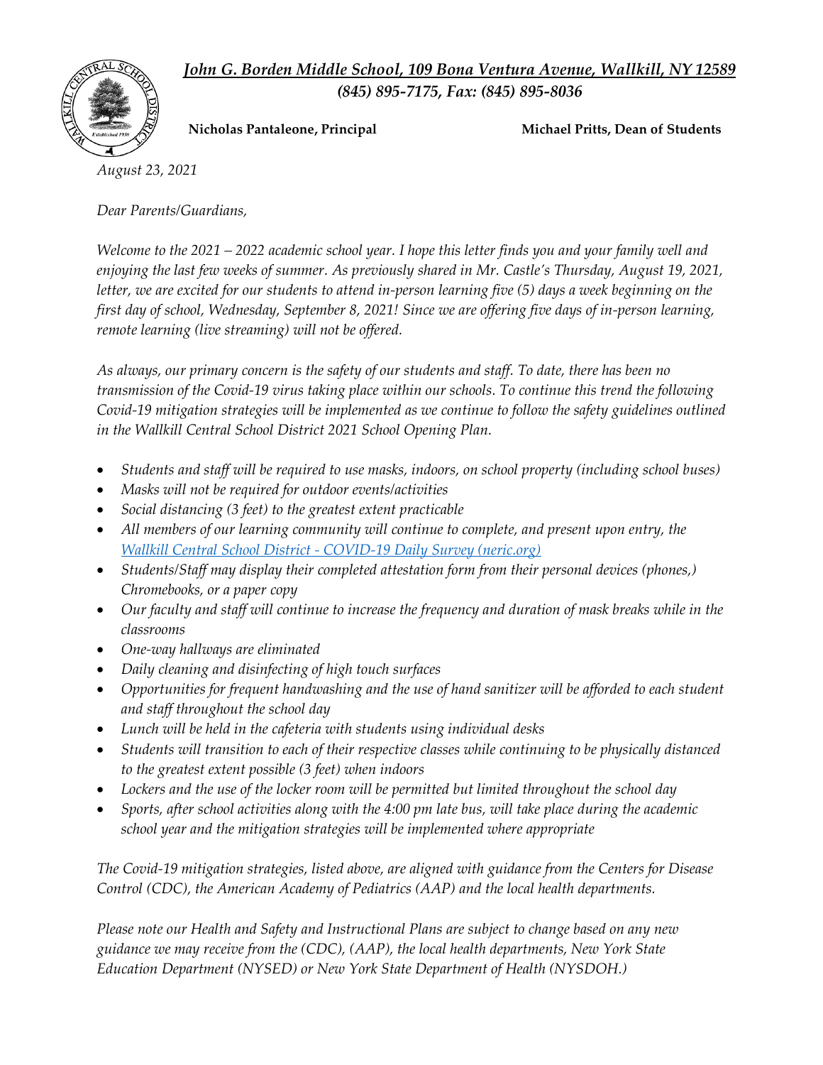***John G. Borden Middle School, 109 Bona Ventura Avenue, Wallkill, NY 12589***
***(845) 895-7175, Fax: (845) 895-8036***

**Nicholas Pantaleone, Principal** **Michael Pritts, Dean of Students**

*August 23, 2021*

*Dear Parents/Guardians,*

*Welcome to the 2021 – 2022 academic school year. I hope this letter finds you and your family well and enjoying the last few weeks of summer. As previously shared in Mr. Castle's Thursday, August 19, 2021, letter, we are excited for our students to attend in-person learning five (5) days a week beginning on the first day of school, Wednesday, September 8, 2021! Since we are offering five days of in-person learning, remote learning (live streaming) will not be offered.*

*As always, our primary concern is the safety of our students and staff. To date, there has been no transmission of the Covid-19 virus taking place within our schools. To continue this trend the following Covid-19 mitigation strategies will be implemented as we continue to follow the safety guidelines outlined in the Wallkill Central School District 2021 School Opening Plan.*

- *Students and staff will be required to use masks, indoors, on school property (including school buses)*
- *Masks will not be required for outdoor events/activities*
- *Social distancing (3 feet) to the greatest extent practicable*
- *All members of our learning community will continue to complete, and present upon entry, the [Wallkill Central School District - COVID-19 Daily Survey (neric.org)]*
- *Students/Staff may display their completed attestation form from their personal devices (phones,) Chromebooks, or a paper copy*
- *Our faculty and staff will continue to increase the frequency and duration of mask breaks while in the classrooms*
- *One-way hallways are eliminated*
- *Daily cleaning and disinfecting of high touch surfaces*
- *Opportunities for frequent handwashing and the use of hand sanitizer will be afforded to each student and staff throughout the school day*
- *Lunch will be held in the cafeteria with students using individual desks*
- *Students will transition to each of their respective classes while continuing to be physically distanced to the greatest extent possible (3 feet) when indoors*
- *Lockers and the use of the locker room will be permitted but limited throughout the school day*
- *Sports, after school activities along with the 4:00 pm late bus, will take place during the academic school year and the mitigation strategies will be implemented where appropriate*

*The Covid-19 mitigation strategies, listed above, are aligned with guidance from the Centers for Disease Control (CDC), the American Academy of Pediatrics (AAP) and the local health departments.*

*Please note our Health and Safety and Instructional Plans are subject to change based on any new guidance we may receive from the (CDC), (AAP), the local health departments, New York State Education Department (NYSED) or New York State Department of Health (NYSDOH.)*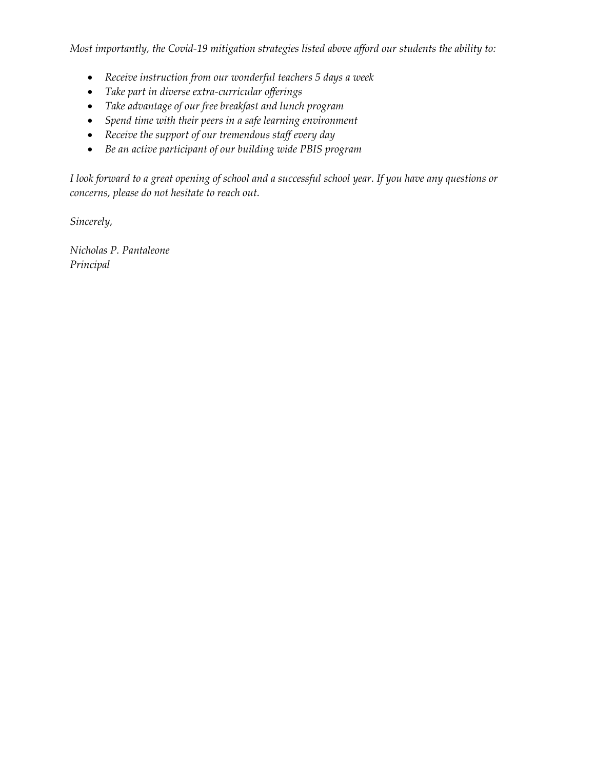*Most importantly, the Covid-19 mitigation strategies listed above afford our students the ability to:*

- *Receive instruction from our wonderful teachers 5 days a week*
- *Take part in diverse extra-curricular offerings*
- *Take advantage of our free breakfast and lunch program*
- *Spend time with their peers in a safe learning environment*
- *Receive the support of our tremendous staff every day*
- *Be an active participant of our building wide PBIS program*

*I look forward to a great opening of school and a successful school year. If you have any questions or concerns, please do not hesitate to reach out.*

*Sincerely,*

*Nicholas P. Pantaleone*
*Principal*